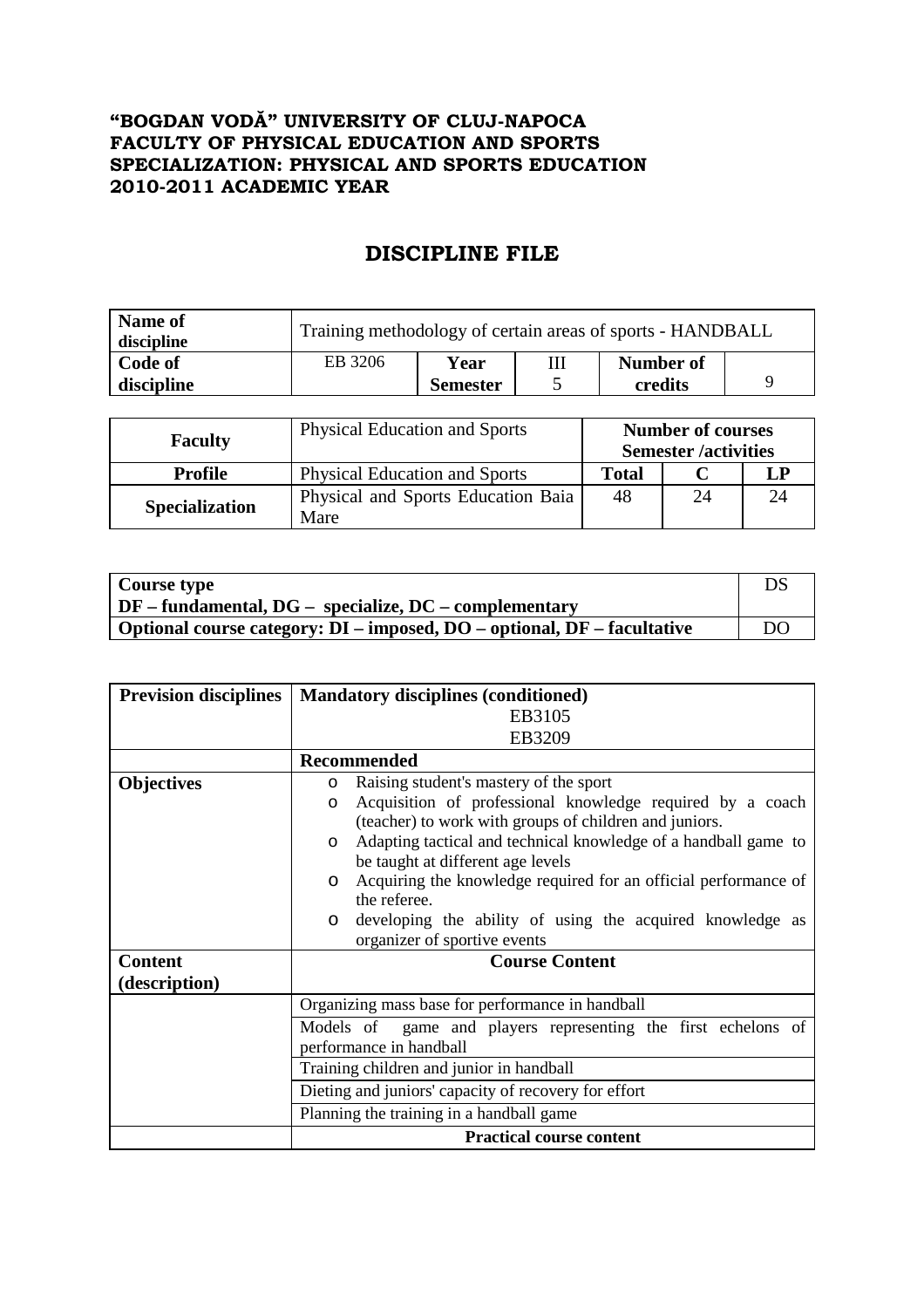**"BOGDAN VODĂ" UNIVERSITY OF CLUJ-NAPOCA**
**FACULTY OF PHYSICAL EDUCATION AND SPORTS**
**SPECIALIZATION: PHYSICAL AND SPORTS EDUCATION**
**2010-2011 ACADEMIC YEAR**

# DISCIPLINE FILE

| **Name of discipline** | Training methodology of certain areas of sports - HANDBALL | | | | |
|---|---|---|---|---|---|
| **Code of discipline** | EB 3206 | **Year Semester** | III 5 | **Number of credits** | 9 |

| **Faculty** | Physical Education and Sports | **Number of courses Semester /activities** | | |
|---|---|---|---|---|
| **Profile** | Physical Education and Sports | **Total** | **C** | **LP** |
| **Specialization** | Physical and Sports Education Baia Mare | 48 | 24 | 24 |

| **Course type** **DF – fundamental, DG – specialize, DC – complementary** | DS |
|---|---|
| **Optional course category: DI – imposed, DO – optional, DF – facultative** | DO |

| **Prevision disciplines** | **Mandatory disciplines (conditioned)** EB3105 EB3209 |
|---|---|
| | **Recommended** |
| **Objectives** | o Raising student's mastery of the sport<br>o Acquisition of professional knowledge required by a coach (teacher) to work with groups of children and juniors.<br>o Adapting tactical and technical knowledge of a handball game to be taught at different age levels<br>o Acquiring the knowledge required for an official performance of the referee.<br>o developing the ability of using the acquired knowledge as organizer of sportive events |
| **Content (description)** | **Course Content** |
| | Organizing mass base for performance in handball |
| | Models of game and players representing the first echelons of performance in handball |
| | Training children and junior in handball |
| | Dieting and juniors' capacity of recovery for effort |
| | Planning the training in a handball game |
| | **Practical course content** |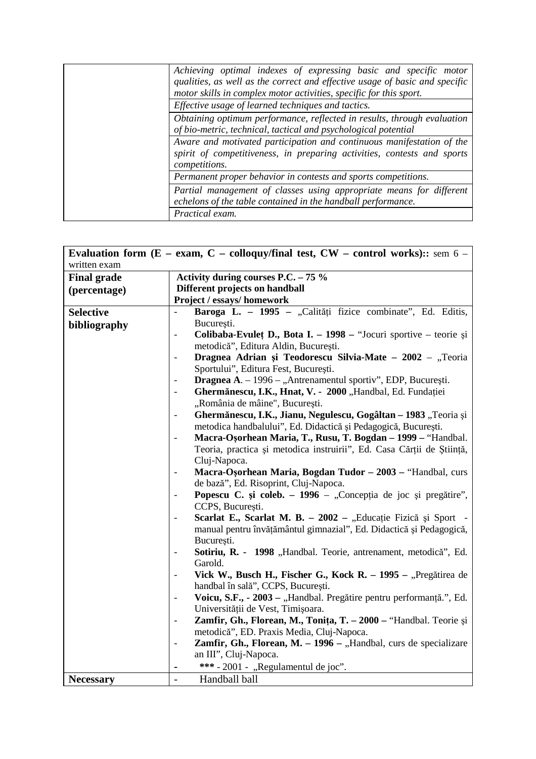| | |
|---|---|
| | *Achieving optimal indexes of expressing basic and specific motor qualities, as well as the correct and effective usage of basic and specific motor skills in complex motor activities, specific for this sport.* |
| | *Effective usage of learned techniques and tactics.* |
| | *Obtaining optimum performance, reflected in results, through evaluation of bio-metric, technical, tactical and psychological potential* |
| | *Aware and motivated participation and continuous manifestation of the spirit of competitiveness, in preparing activities, contests and sports competitions.* |
| | *Permanent proper behavior in contests and sports competitions.* |
| | *Partial management of classes using appropriate means for different echelons of the table contained in the handball performance.* |
| | *Practical exam.* |

| **Evaluation form (E – exam, C – colloquy/final test, CW – control works)::** sem 6 – written exam | |
|---|---|
| **Final grade (percentage)** | **Activity during courses P.C. – 75 %**<br>**Different projects on handball**<br>**Project / essays/ homework** |
| **Selective bibliography** | - **Baroga L. – 1995 –** „Calități fizice combinate", Ed. Editis, Bucureşti.<br>- **Colibaba-Evuleț D., Bota I. – 1998 –** "Jocuri sportive – teorie şi metodică", Editura Aldin, Bucureşti.<br>- **Dragnea Adrian şi Teodorescu Silvia-Mate – 2002** – „Teoria Sportului", Editura Fest, Bucureşti.<br>- **Dragnea A**. – 1996 – „Antrenamentul sportiv", EDP, Bucureşti.<br>- **Ghermănescu, I.K., Hnat, V. - 2000** „Handbal, Ed. Fundației „România de mâine", Bucureşti.<br>- **Ghermănescu, I.K., Jianu, Negulescu, Gogâltan – 1983** „Teoria şi metodica handbalului", Ed. Didactică şi Pedagogică, Bucureşti.<br>- **Macra-Oşorhean Maria, T., Rusu, T. Bogdan – 1999 –** "Handbal. Teoria, practica şi metodica instruirii", Ed. Casa Cărții de Ştiință, Cluj-Napoca.<br>- **Macra-Oşorhean Maria, Bogdan Tudor – 2003 –** "Handbal, curs de bază", Ed. Risoprint, Cluj-Napoca.<br>- **Popescu C. şi coleb. – 1996** – „Concepția de joc şi pregătire", CCPS, Bucureşti.<br>- **Scarlat E., Scarlat M. B. – 2002 –** „Educație Fizică şi Sport - manual pentru învățământul gimnazial", Ed. Didactică şi Pedagogică, Bucureşti.<br>- **Sotiriu, R. - 1998** „Handbal. Teorie, antrenament, metodică", Ed. Garold.<br>- **Vick W., Busch H., Fischer G., Kock R. – 1995 –** „Pregătirea de handbal în sală", CCPS, Bucureşti.<br>- **Voicu, S.F., - 2003 –** „Handbal. Pregătire pentru performanță.", Ed. Universității de Vest, Timişoara.<br>- **Zamfir, Gh., Florean, M., Tonița, T. – 2000 –** "Handbal. Teorie şi metodică", ED. Praxis Media, Cluj-Napoca.<br>- **Zamfir, Gh., Florean, M. – 1996 –** „Handbal, curs de specializare an III", Cluj-Napoca.<br>- **\*\*\*** - 2001 - „Regulamentul de joc". |
| **Necessary** | - Handball ball |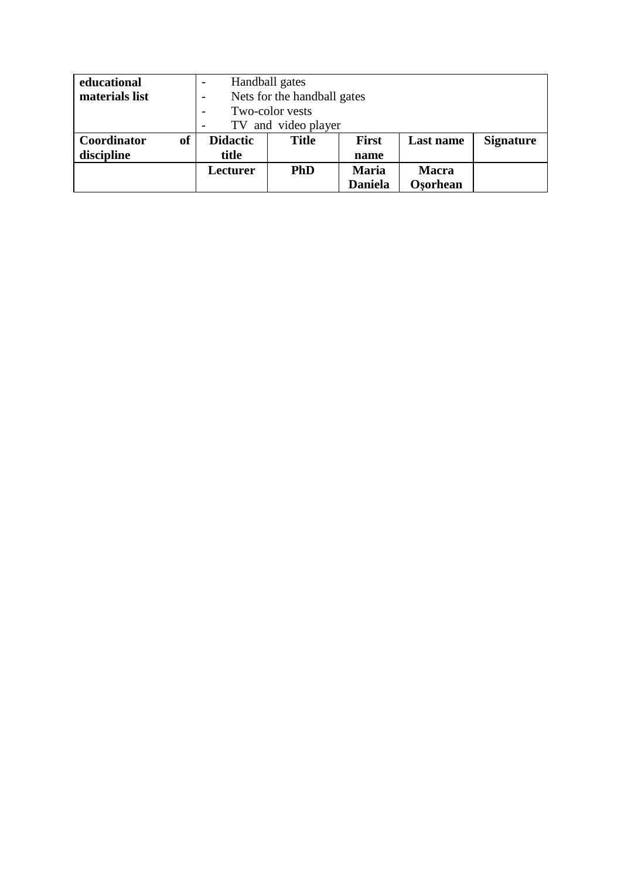| | | | | | |
|---|---|---|---|---|---|
| **educational materials list** | - Handball gates<br>- Nets for the handball gates<br>- Two-color vests<br>- TV and video player | | | | |
| **Coordinator of discipline** | **Didactic title** | **Title** | **First name** | **Last name** | **Signature** |
| | **Lecturer** | **PhD** | **Maria Daniela** | **Macra Oşorhean** | |